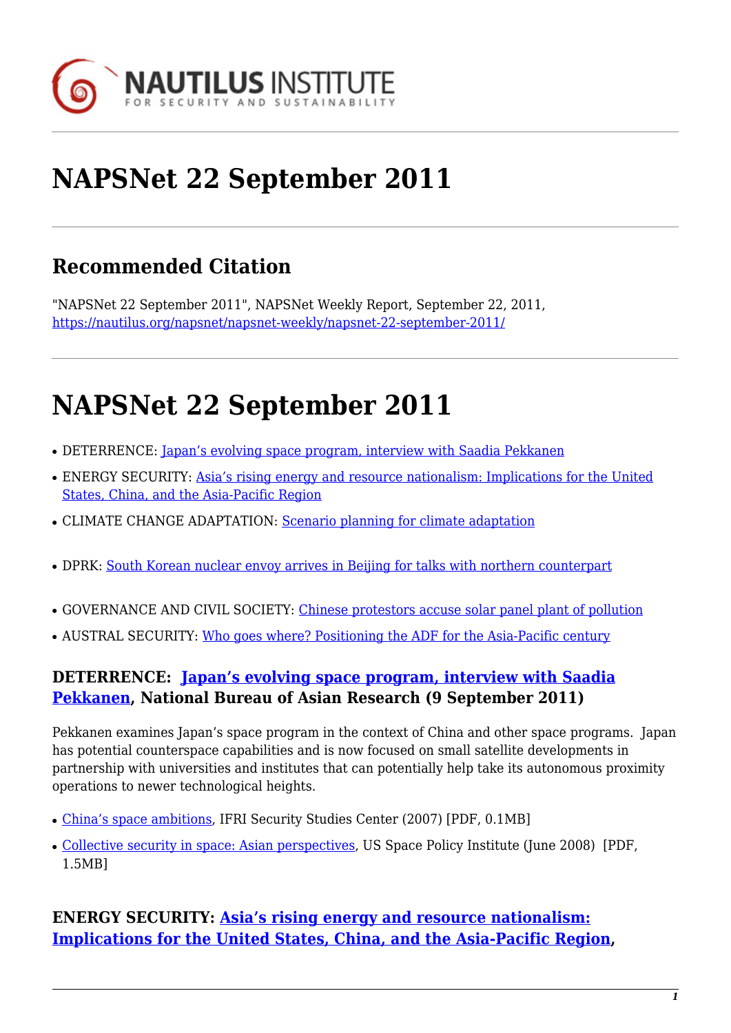# NAPSNet 22 September 2011

## Recommended Citation

"NAPSNet 22 September 2011", NAPSNet Weekly Report, September 22, 2011, https://nautilus.org/napsnet/napsnet-weekly/napsnet-22-september-2011/

# NAPSNet 22 September 2011

- DETERRENCE: Japan's evolving space program, interview with Saadia Pekkanen
- ENERGY SECURITY: Asia's rising energy and resource nationalism: Implications for the United States, China, and the Asia-Pacific Region
- CLIMATE CHANGE ADAPTATION: Scenario planning for climate adaptation
- DPRK: South Korean nuclear envoy arrives in Beijing for talks with northern counterpart
- GOVERNANCE AND CIVIL SOCIETY: Chinese protestors accuse solar panel plant of pollution
- AUSTRAL SECURITY: Who goes where? Positioning the ADF for the Asia-Pacific century

### DETERRENCE: Japan's evolving space program, interview with Saadia Pekkanen, National Bureau of Asian Research (9 September 2011)

Pekkanen examines Japan's space program in the context of China and other space programs. Japan has potential counterspace capabilities and is now focused on small satellite developments in partnership with universities and institutes that can potentially help take its autonomous proximity operations to newer technological heights.

- China's space ambitions, IFRI Security Studies Center (2007) [PDF, 0.1MB]
- Collective security in space: Asian perspectives, US Space Policy Institute (June 2008) [PDF, 1.5MB]

### ENERGY SECURITY: Asia's rising energy and resource nationalism: Implications for the United States, China, and the Asia-Pacific Region,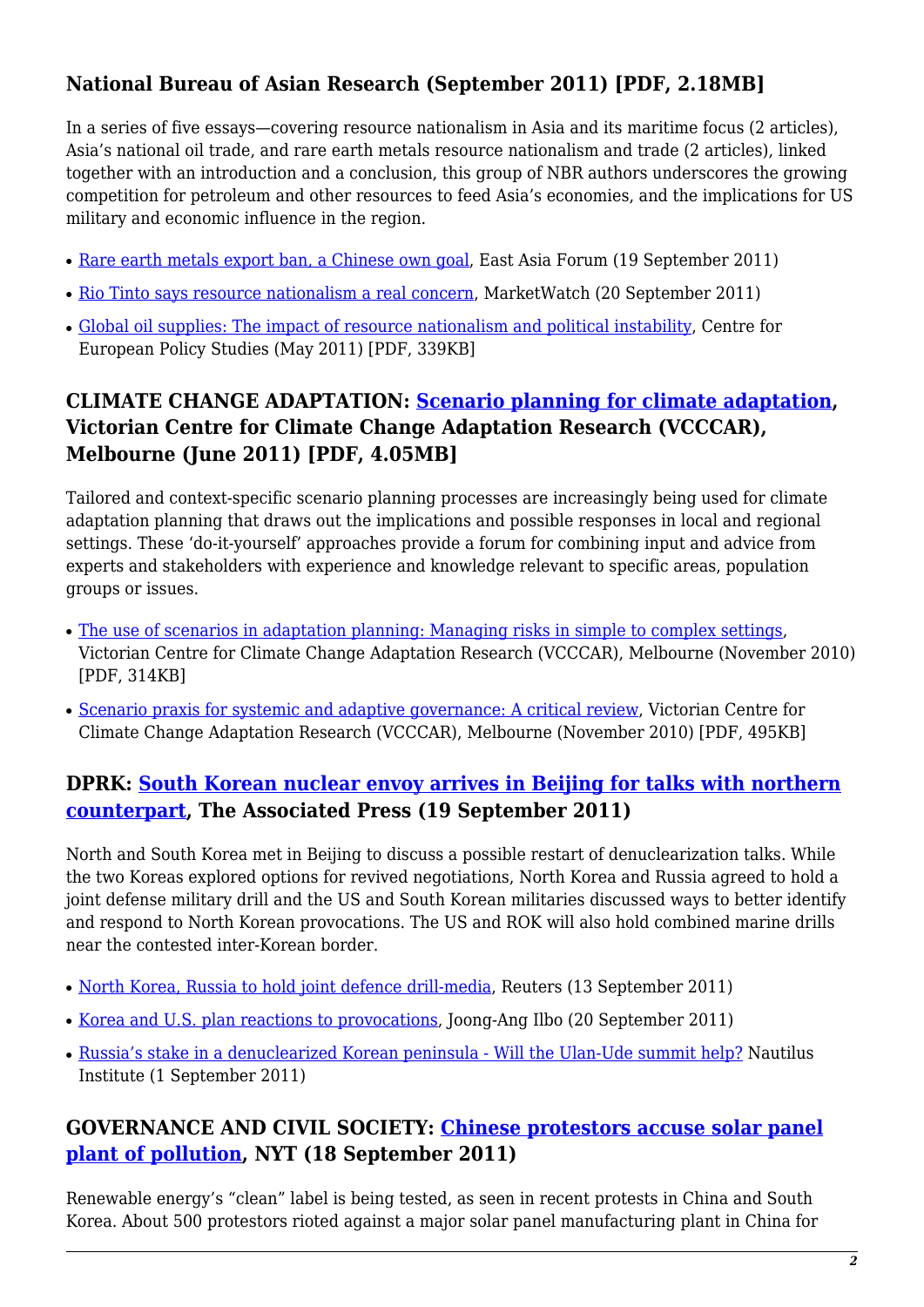### National Bureau of Asian Research (September 2011) [PDF, 2.18MB]

In a series of five essays—covering resource nationalism in Asia and its maritime focus (2 articles), Asia's national oil trade, and rare earth metals resource nationalism and trade (2 articles), linked together with an introduction and a conclusion, this group of NBR authors underscores the growing competition for petroleum and other resources to feed Asia's economies, and the implications for US military and economic influence in the region.

- Rare earth metals export ban, a Chinese own goal, East Asia Forum (19 September 2011)
- Rio Tinto says resource nationalism a real concern, MarketWatch (20 September 2011)
- Global oil supplies: The impact of resource nationalism and political instability, Centre for European Policy Studies (May 2011) [PDF, 339KB]

### CLIMATE CHANGE ADAPTATION: Scenario planning for climate adaptation, Victorian Centre for Climate Change Adaptation Research (VCCCAR), Melbourne (June 2011) [PDF, 4.05MB]

Tailored and context-specific scenario planning processes are increasingly being used for climate adaptation planning that draws out the implications and possible responses in local and regional settings. These 'do-it-yourself' approaches provide a forum for combining input and advice from experts and stakeholders with experience and knowledge relevant to specific areas, population groups or issues.

- The use of scenarios in adaptation planning: Managing risks in simple to complex settings, Victorian Centre for Climate Change Adaptation Research (VCCCAR), Melbourne (November 2010) [PDF, 314KB]
- Scenario praxis for systemic and adaptive governance: A critical review, Victorian Centre for Climate Change Adaptation Research (VCCCAR), Melbourne (November 2010) [PDF, 495KB]

### DPRK: South Korean nuclear envoy arrives in Beijing for talks with northern counterpart, The Associated Press (19 September 2011)

North and South Korea met in Beijing to discuss a possible restart of denuclearization talks. While the two Koreas explored options for revived negotiations, North Korea and Russia agreed to hold a joint defense military drill and the US and South Korean militaries discussed ways to better identify and respond to North Korean provocations. The US and ROK will also hold combined marine drills near the contested inter-Korean border.

- North Korea, Russia to hold joint defence drill-media, Reuters (13 September 2011)
- Korea and U.S. plan reactions to provocations, Joong-Ang Ilbo (20 September 2011)
- Russia's stake in a denuclearized Korean peninsula - Will the Ulan-Ude summit help? Nautilus Institute (1 September 2011)

### GOVERNANCE AND CIVIL SOCIETY: Chinese protestors accuse solar panel plant of pollution, NYT (18 September 2011)

Renewable energy's "clean" label is being tested, as seen in recent protests in China and South Korea. About 500 protestors rioted against a major solar panel manufacturing plant in China for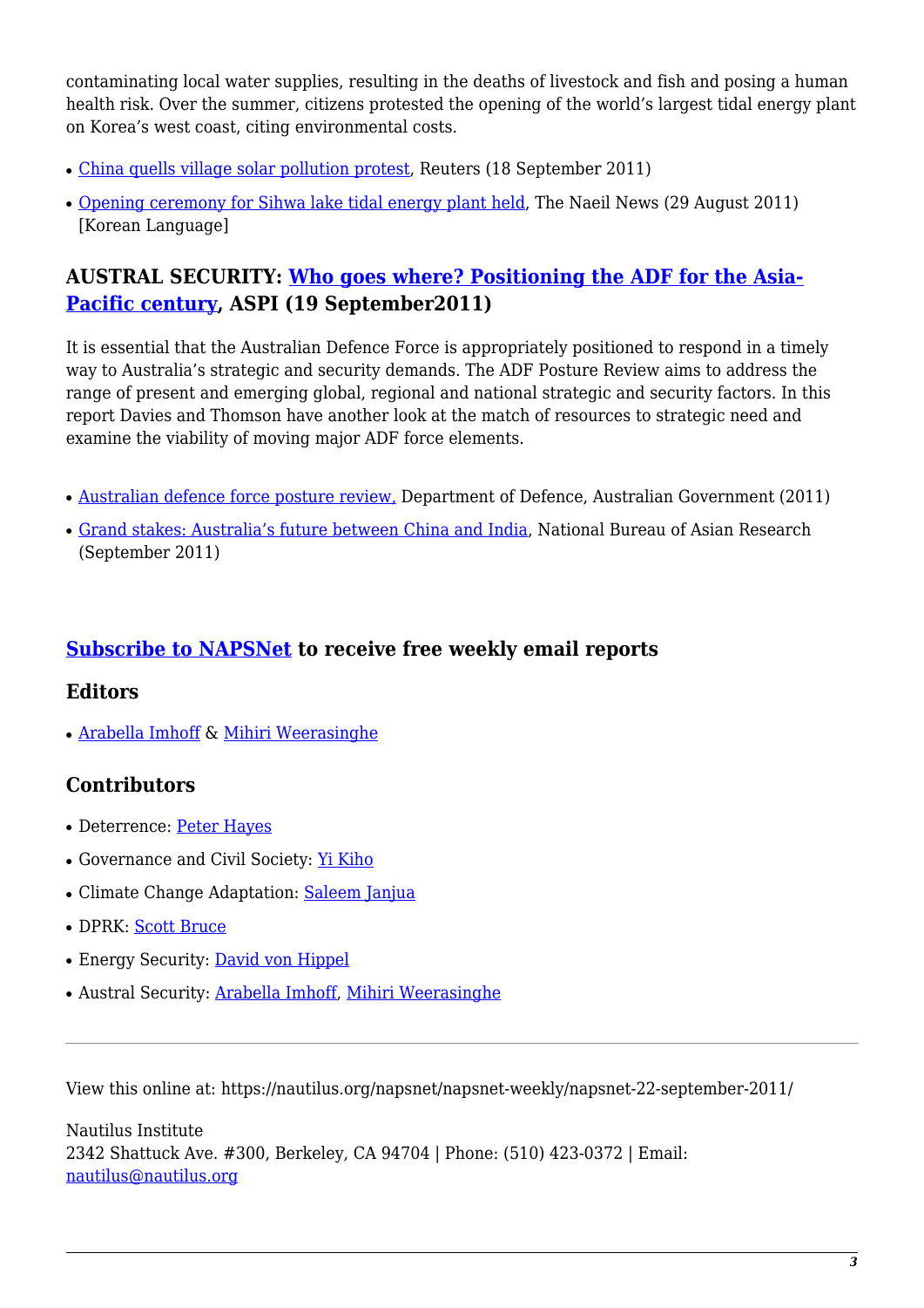contaminating local water supplies, resulting in the deaths of livestock and fish and posing a human health risk. Over the summer, citizens protested the opening of the world's largest tidal energy plant on Korea's west coast, citing environmental costs.

- China quells village solar pollution protest, Reuters (18 September 2011)
- Opening ceremony for Sihwa lake tidal energy plant held, The Naeil News (29 August 2011) [Korean Language]

### AUSTRAL SECURITY: Who goes where? Positioning the ADF for the Asia-Pacific century, ASPI (19 September2011)

It is essential that the Australian Defence Force is appropriately positioned to respond in a timely way to Australia's strategic and security demands. The ADF Posture Review aims to address the range of present and emerging global, regional and national strategic and security factors. In this report Davies and Thomson have another look at the match of resources to strategic need and examine the viability of moving major ADF force elements.

- Australian defence force posture review, Department of Defence, Australian Government (2011)
- Grand stakes: Australia's future between China and India, National Bureau of Asian Research (September 2011)

### Subscribe to NAPSNet to receive free weekly email reports

### Editors

- Arabella Imhoff & Mihiri Weerasinghe

### Contributors

- Deterrence: Peter Hayes
- Governance and Civil Society: Yi Kiho
- Climate Change Adaptation: Saleem Janjua
- DPRK: Scott Bruce
- Energy Security: David von Hippel
- Austral Security: Arabella Imhoff, Mihiri Weerasinghe

---

View this online at: https://nautilus.org/napsnet/napsnet-weekly/napsnet-22-september-2011/

Nautilus Institute
2342 Shattuck Ave. #300, Berkeley, CA 94704 | Phone: (510) 423-0372 | Email: nautilus@nautilus.org